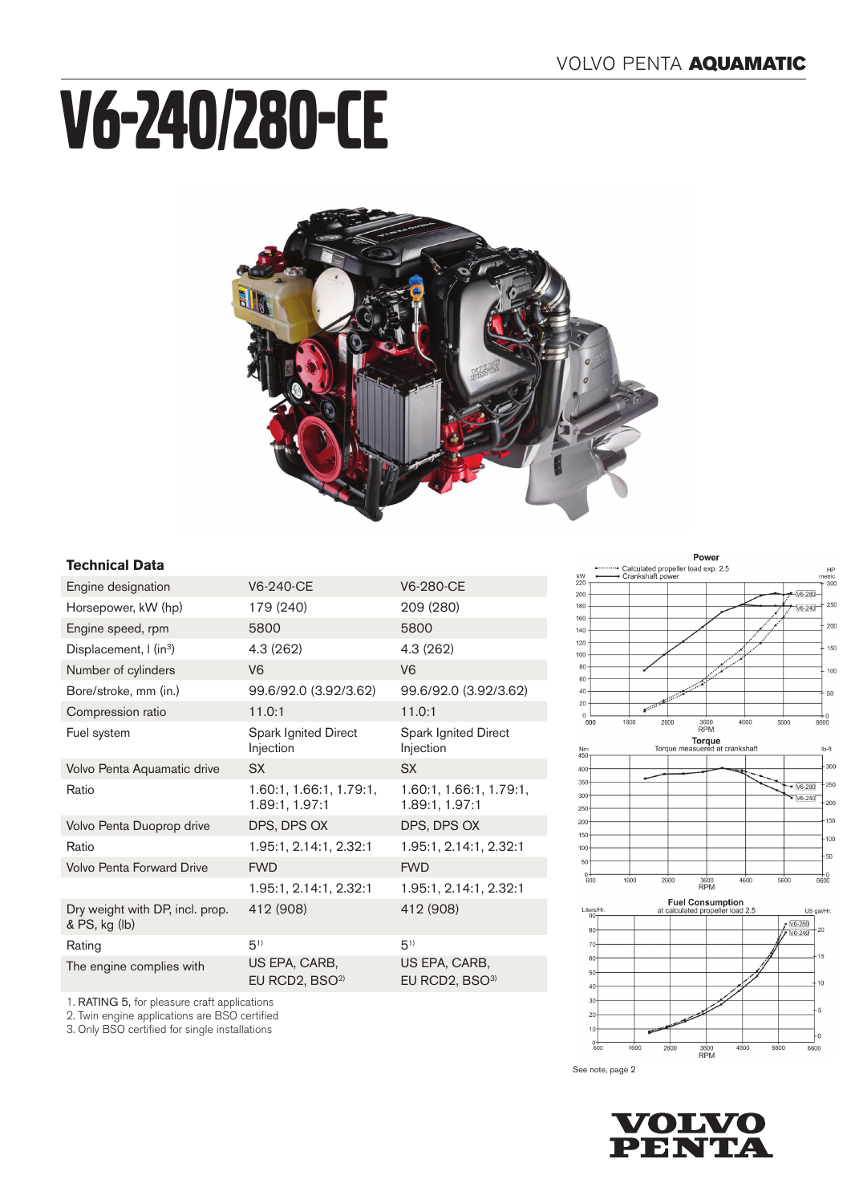# V6-240/280-CE

### Technical Data

| Engine designation | V6-240-CE | V6-280-CE |
|---|---|---|
| Horsepower, kW (hp) | 179 (240) | 209 (280) |
| Engine speed, rpm | 5800 | 5800 |
| Displacement, l (in³) | 4.3 (262) | 4.3 (262) |
| Number of cylinders | V6 | V6 |
| Bore/stroke, mm (in.) | 99.6/92.0 (3.92/3.62) | 99.6/92.0 (3.92/3.62) |
| Compression ratio | 11.0:1 | 11.0:1 |
| Fuel system | Spark Ignited Direct Injection | Spark Ignited Direct Injection |
| Volvo Penta Aquamatic drive | SX | SX |
| Ratio | 1.60:1, 1.66:1, 1.79:1, 1.89:1, 1.97:1 | 1.60:1, 1.66:1, 1.79:1, 1.89:1, 1.97:1 |
| Volvo Penta Duoprop drive | DPS, DPS OX | DPS, DPS OX |
| Ratio | 1.95:1, 2.14:1, 2.32:1 | 1.95:1, 2.14:1, 2.32:1 |
| Volvo Penta Forward Drive | FWD | FWD |
| | 1.95:1, 2.14:1, 2.32:1 | 1.95:1, 2.14:1, 2.32:1 |
| Dry weight with DP, incl. prop. & PS, kg (lb) | 412 (908) | 412 (908) |
| Rating | 5[1] | 5[1] |
| The engine complies with | US EPA, CARB, EU RCD2, BSO[2] | US EPA, CARB, EU RCD2, BSO[3] |

1. RATING 5, for pleasure craft applications
2. Twin engine applications are BSO certified
3. Only BSO certified for single installations

**Power**

Calculated propeller load exp. 2.5
Crankshaft power

**Torque**

Torque measuered at crankshaft

**Fuel Consumption**

at calculated propeller load 2.5

See note, page 2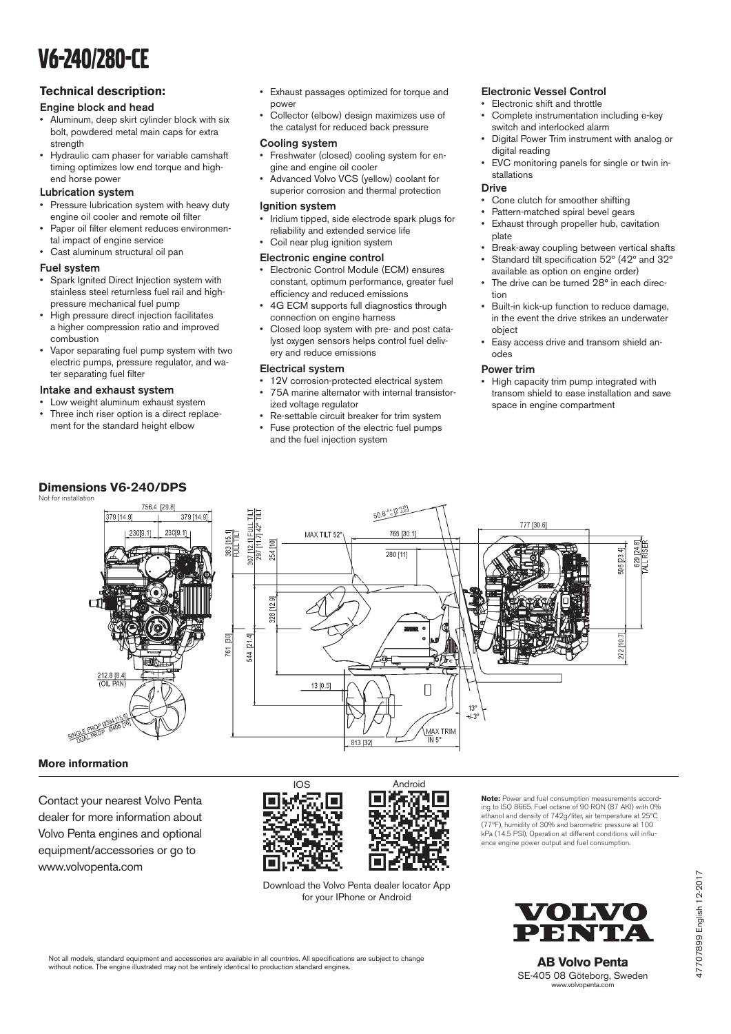# V6-240/280-CE

## Technical description:

### Engine block and head

- Aluminum, deep skirt cylinder block with six bolt, powdered metal main caps for extra strength
- Hydraulic cam phaser for variable camshaft timing optimizes low end torque and high-end horse power

### Lubrication system

- Pressure lubrication system with heavy duty engine oil cooler and remote oil filter
- Paper oil filter element reduces environmental impact of engine service
- Cast aluminum structural oil pan

### Fuel system

- Spark Ignited Direct Injection system with stainless steel returnless fuel rail and high-pressure mechanical fuel pump
- High pressure direct injection facilitates a higher compression ratio and improved combustion
- Vapor separating fuel pump system with two electric pumps, pressure regulator, and water separating fuel filter

### Intake and exhaust system

- Low weight aluminum exhaust system
- Three inch riser option is a direct replacement for the standard height elbow
- Exhaust passages optimized for torque and power
- Collector (elbow) design maximizes use of the catalyst for reduced back pressure

### Cooling system

- Freshwater (closed) cooling system for engine and engine oil cooler
- Advanced Volvo VCS (yellow) coolant for superior corrosion and thermal protection

### Ignition system

- Iridium tipped, side electrode spark plugs for reliability and extended service life
- Coil near plug ignition system

### Electronic engine control

- Electronic Control Module (ECM) ensures constant, optimum performance, greater fuel efficiency and reduced emissions
- 4G ECM supports full diagnostics through connection on engine harness
- Closed loop system with pre- and post catalyst oxygen sensors helps control fuel delivery and reduce emissions

### Electrical system

- 12V corrosion-protected electrical system
- 75A marine alternator with internal transistorized voltage regulator
- Re-settable circuit breaker for trim system
- Fuse protection of the electric fuel pumps and the fuel injection system

### Electronic Vessel Control

- Electronic shift and throttle
- Complete instrumentation including e-key switch and interlocked alarm
- Digital Power Trim instrument with analog or digital reading
- EVC monitoring panels for single or twin installations

### Drive

- Cone clutch for smoother shifting
- Pattern-matched spiral bevel gears
- Exhaust through propeller hub, cavitation plate
- Break-away coupling between vertical shafts
- Standard tilt specification 52° (42° and 32° available as option on engine order)
- The drive can be turned 28° in each direction
- Built-in kick-up function to reduce damage, in the event the drive strikes an underwater object
- Easy access drive and transom shield anodes

### Power trim

- High capacity trim pump integrated with transom shield to ease installation and save space in engine compartment

## Dimensions V6-240/DPS

Not for installation

756.4 [29.8]
379 [14.9] 379 [14.9]
230 [9.1] 230 [9.1]
383 [15.1] FULL TILT
307 [12.1] FULL TILT 42° TILT
297 [11.7] 42° TILT
254 [10]
328 [12.9]
761 [30]
544 [21.4]
212.8 [8.4] (OIL PAN)
SINGLE PROP Ø394 [15.5]
DUAL PROP Ø406 [16]
MAX TILT 52°
50.8
765 [30.1]
280 [11]
13 [0.5]
13° +/-3°
MAX TRIM IN 5°
813 [32]
777 [30.6]
596 [23.4]
629 [24.8] TALL RISER
272 [10.7]

## More information

Contact your nearest Volvo Penta dealer for more information about Volvo Penta engines and optional equipment/accessories or go to www.volvopenta.com

IOS Android

Download the Volvo Penta dealer locator App for your IPhone or Android

**Note:** Power and fuel consumption measurements according to ISO 8665. Fuel octane of 90 RON (87 AKI) with 0% ethanol and density of 742g/liter, air temperature at 25°C (77°F), humidity of 30% and barometric pressure at 100 kPa (14.5 PSI). Operation at different conditions will influence engine power output and fuel consumption.

Not all models, standard equipment and accessories are available in all countries. All specifications are subject to change without notice. The engine illustrated may not be entirely identical to production standard engines.

VOLVO PENTA

**AB Volvo Penta**
SE-405 08 Göteborg, Sweden
www.volvopenta.com

47707899 English 12-2017